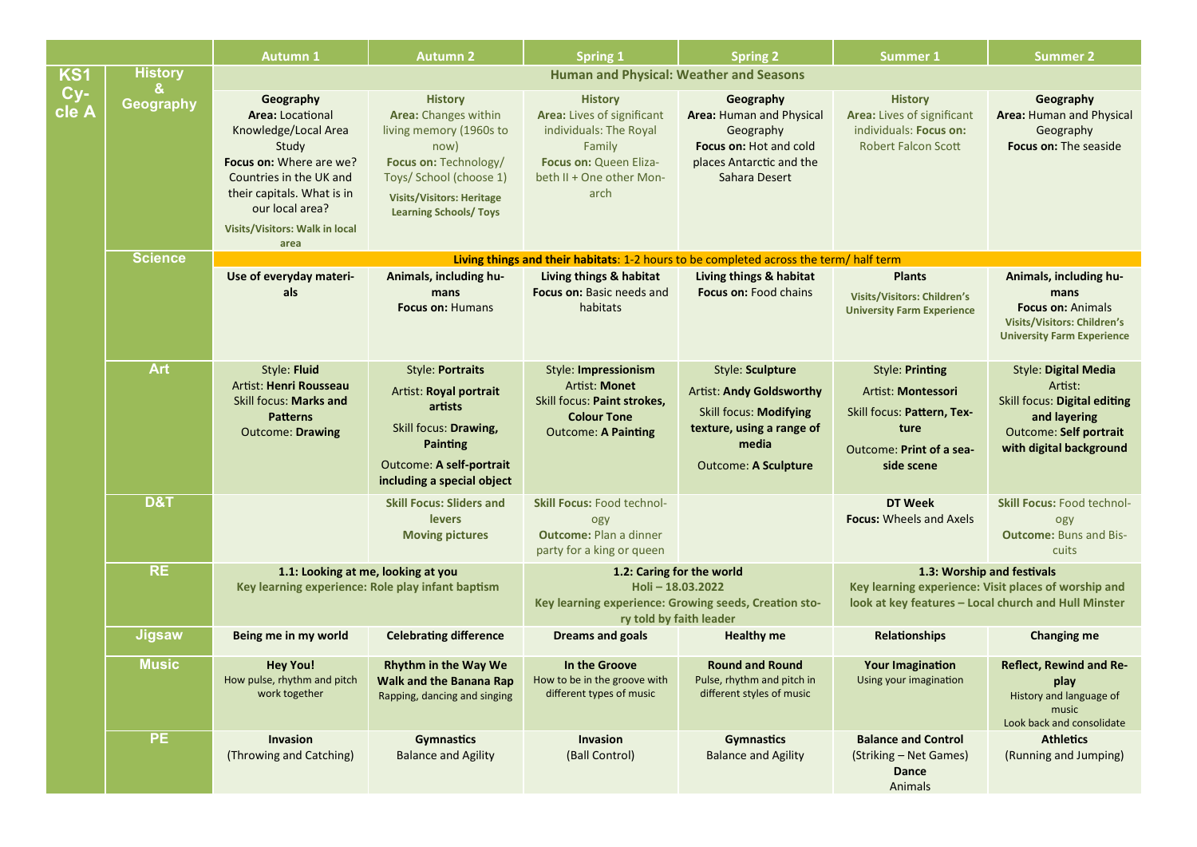| KS1 Cycle A | | Autumn 1 | Autumn 2 | Spring 1 | Spring 2 | Summer 1 | Summer 2 |
|---|---|---|---|---|---|---|---|
| | History & Geography | Human and Physical: Weather and Seasons | | | | | |
| | | **Geography** **Area:** Locational Knowledge/Local Area Study **Focus on:** Where are we? Countries in the UK and their capitals. What is in our local area? **Visits/Visitors: Walk in local area** | **History** **Area:** Changes within living memory (1960s to now) **Focus on:** Technology/ Toys/ School (choose 1) **Visits/Visitors: Heritage Learning Schools/ Toys** | **History** **Area:** Lives of significant individuals: The Royal Family **Focus on:** Queen Elizabeth II + One other Monarch | **Geography** **Area:** Human and Physical Geography **Focus on:** Hot and cold places Antarctic and the Sahara Desert | **History** **Area:** Lives of significant individuals: **Focus on:** Robert Falcon Scott | **Geography** **Area:** Human and Physical Geography **Focus on:** The seaside |
| | Science | **Living things and their habitats**: 1-2 hours to be completed across the term/ half term | | | | | |
| | | **Use of everyday materials** | **Animals, including humans** **Focus on:** Humans | **Living things & habitat** **Focus on:** Basic needs and habitats | **Living things & habitat** **Focus on:** Food chains | **Plants** **Visits/Visitors: Children's University Farm Experience** | **Animals, including humans** **Focus on:** Animals **Visits/Visitors: Children's University Farm Experience** |
| | Art | Style: **Fluid** Artist: **Henri Rousseau** Skill focus: **Marks and Patterns** Outcome: **Drawing** | Style: **Portraits** Artist: **Royal portrait artists** Skill focus: **Drawing, Painting** Outcome: **A self-portrait including a special object** | Style: **Impressionism** Artist: **Monet** Skill focus: **Paint strokes, Colour Tone** Outcome: **A Painting** | Style: **Sculpture** Artist: **Andy Goldsworthy** Skill focus: **Modifying texture, using a range of media** Outcome: **A Sculpture** | Style: **Printing** Artist: **Montessori** Skill focus: **Pattern, Texture** Outcome: **Print of a seaside scene** | Style: **Digital Media** Artist: Skill focus: **Digital editing and layering** Outcome: **Self portrait with digital background** |
| | D&T | | **Skill Focus: Sliders and levers** **Moving pictures** | **Skill Focus:** Food technology **Outcome:** Plan a dinner party for a king or queen | | **DT Week** **Focus:** Wheels and Axels | **Skill Focus:** Food technology **Outcome:** Buns and Biscuits |
| | RE | **1.1: Looking at me, looking at you** **Key learning experience: Role play infant baptism** | | **1.2: Caring for the world** **Holi – 18.03.2022** **Key learning experience: Growing seeds, Creation story told by faith leader** | | **1.3: Worship and festivals** **Key learning experience: Visit places of worship and look at key features – Local church and Hull Minster** | |
| | Jigsaw | **Being me in my world** | **Celebrating difference** | **Dreams and goals** | **Healthy me** | **Relationships** | **Changing me** |
| | Music | **Hey You!** How pulse, rhythm and pitch work together | **Rhythm in the Way We Walk and the Banana Rap** Rapping, dancing and singing | **In the Groove** How to be in the groove with different types of music | **Round and Round** Pulse, rhythm and pitch in different styles of music | **Your Imagination** Using your imagination | **Reflect, Rewind and Replay** History and language of music Look back and consolidate |
| | PE | **Invasion** (Throwing and Catching) | **Gymnastics** Balance and Agility | **Invasion** (Ball Control) | **Gymnastics** Balance and Agility | **Balance and Control** (Striking – Net Games) **Dance** Animals | **Athletics** (Running and Jumping) |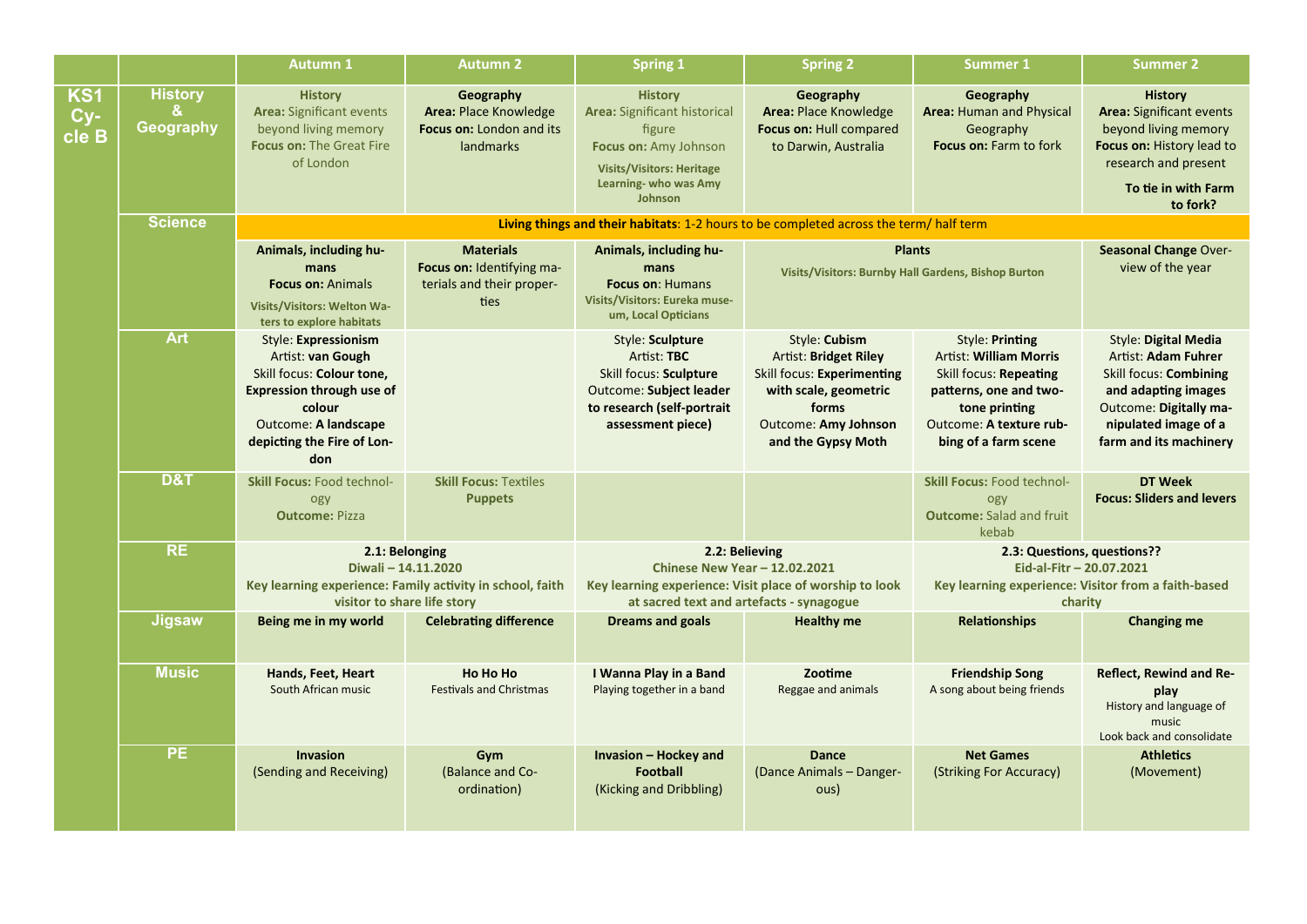| | | Autumn 1 | Autumn 2 | Spring 1 | Spring 2 | Summer 1 | Summer 2 |
|---|---|---|---|---|---|---|---|
| KS1 Cycle B | History & Geography | **History** **Area:** Significant events beyond living memory **Focus on:** The Great Fire of London | **Geography** **Area:** Place Knowledge **Focus on:** London and its landmarks | **History** **Area:** Significant historical figure **Focus on:** Amy Johnson **Visits/Visitors: Heritage Learning- who was Amy Johnson** | **Geography** **Area:** Place Knowledge **Focus on:** Hull compared to Darwin, Australia | **Geography** **Area:** Human and Physical Geography **Focus on:** Farm to fork | **History** **Area:** Significant events beyond living memory **Focus on:** History lead to research and present **To tie in with Farm to fork?** |
| | Science | **Living things and their habitats**: 1-2 hours to be completed across the term/ half term | | | | | |
| | | **Animals, including humans** **Focus on:** Animals **Visits/Visitors: Welton Waters to explore habitats** | **Materials** **Focus on:** Identifying materials and their properties | **Animals, including humans** **Focus on**: Humans **Visits/Visitors: Eureka museum, Local Opticians** | **Plants** **Visits/Visitors: Burnby Hall Gardens, Bishop Burton** | | **Seasonal Change** Overview of the year |
| | Art | Style: **Expressionism** Artist: **van Gough** Skill focus: **Colour tone, Expression through use of colour** Outcome: **A landscape depicting the Fire of London** | | Style: **Sculpture** Artist: **TBC** Skill focus: **Sculpture** Outcome: **Subject leader to research (self-portrait assessment piece)** | Style: **Cubism** Artist: **Bridget Riley** Skill focus: **Experimenting with scale, geometric forms** Outcome: **Amy Johnson and the Gypsy Moth** | Style: **Printing** Artist: **William Morris** Skill focus: **Repeating patterns, one and two-tone printing** Outcome: **A texture rubbing of a farm scene** | Style: **Digital Media** Artist: **Adam Fuhrer** Skill focus: **Combining and adapting images** Outcome: **Digitally manipulated image of a farm and its machinery** |
| | D&T | **Skill Focus:** Food technology **Outcome:** Pizza | **Skill Focus:** Textiles **Puppets** | | | **Skill Focus:** Food technology **Outcome:** Salad and fruit kebab | **DT Week** **Focus: Sliders and levers** |
| | RE | **2.1: Belonging** Diwali – 14.11.2020 Key learning experience: Family activity in school, faith visitor to share life story | | **2.2: Believing** Chinese New Year – 12.02.2021 Key learning experience: Visit place of worship to look at sacred text and artefacts - synagogue | | **2.3: Questions, questions??** Eid-al-Fitr – 20.07.2021 Key learning experience: Visitor from a faith-based charity | |
| | Jigsaw | **Being me in my world** | **Celebrating difference** | **Dreams and goals** | **Healthy me** | **Relationships** | **Changing me** |
| | Music | **Hands, Feet, Heart** South African music | **Ho Ho Ho** Festivals and Christmas | **I Wanna Play in a Band** Playing together in a band | **Zootime** Reggae and animals | **Friendship Song** A song about being friends | **Reflect, Rewind and Replay** History and language of music Look back and consolidate |
| | PE | **Invasion** (Sending and Receiving) | **Gym** (Balance and Co-ordination) | **Invasion – Hockey and Football** (Kicking and Dribbling) | **Dance** (Dance Animals – Dangerous) | **Net Games** (Striking For Accuracy) | **Athletics** (Movement) |